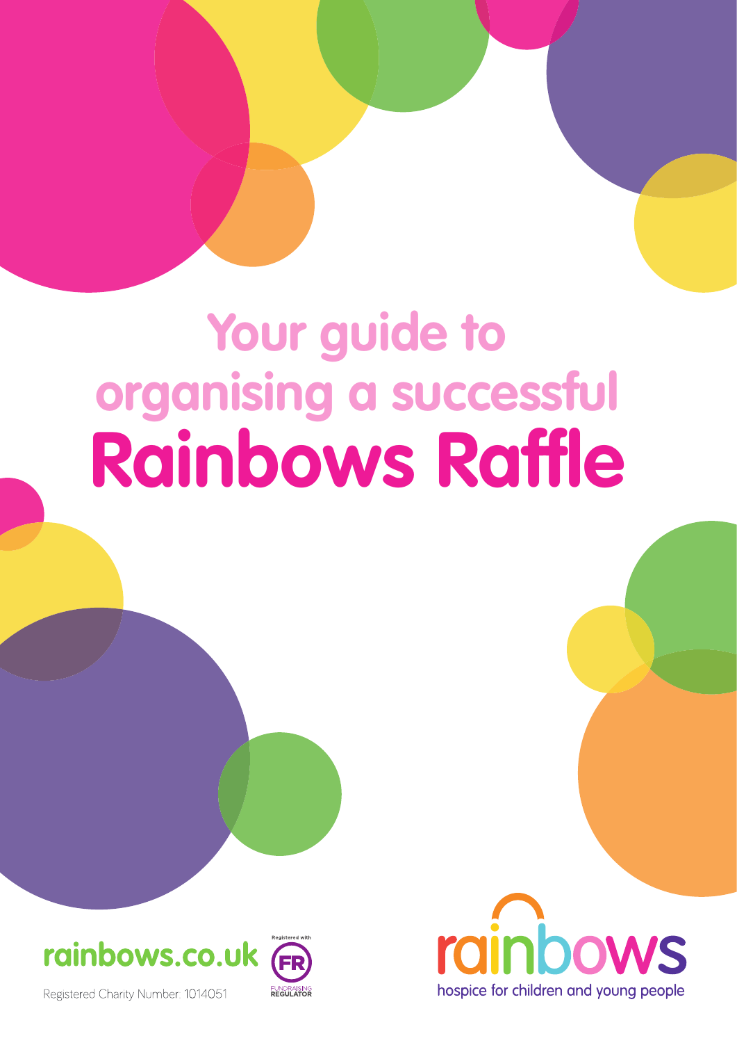# Your guide to organising a successful Rainbows Raffle

rainbows.co.uk

Registered with FR FUNDRAISING REGULATOR

Registered Charity Number: 1014051

rainbows

hospice for children and young people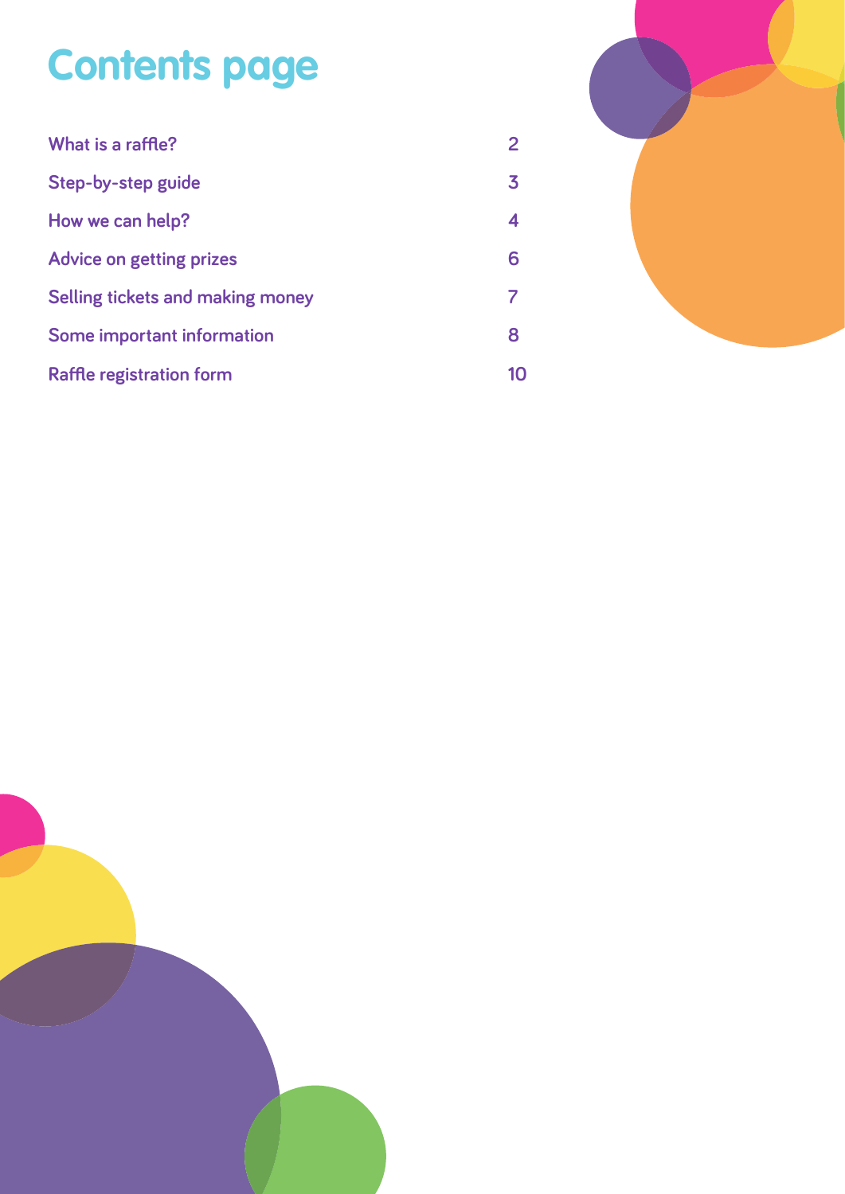# Contents page

| | |
|---|---|
| What is a raffle? | 2 |
| Step-by-step guide | 3 |
| How we can help? | 4 |
| Advice on getting prizes | 6 |
| Selling tickets and making money | 7 |
| Some important information | 8 |
| Raffle registration form | 10 |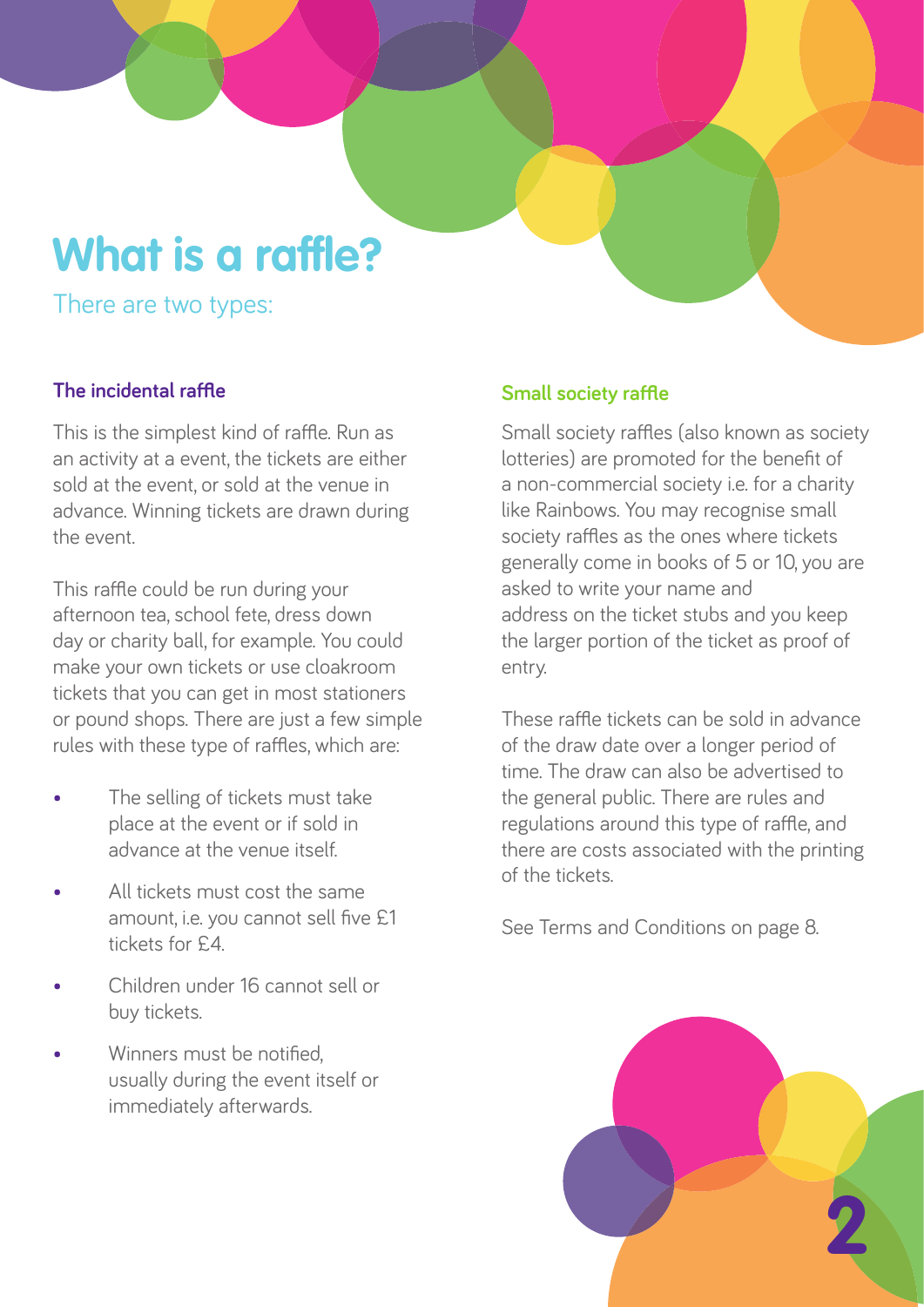# What is a raffle?

There are two types:

### The incidental raffle

This is the simplest kind of raffle. Run as an activity at a event, the tickets are either sold at the event, or sold at the venue in advance. Winning tickets are drawn during the event.

This raffle could be run during your afternoon tea, school fete, dress down day or charity ball, for example. You could make your own tickets or use cloakroom tickets that you can get in most stationers or pound shops. There are just a few simple rules with these type of raffles, which are:

- The selling of tickets must take place at the event or if sold in advance at the venue itself.
- All tickets must cost the same amount, i.e. you cannot sell five £1 tickets for £4.
- Children under 16 cannot sell or buy tickets.
- Winners must be notified, usually during the event itself or immediately afterwards.

### Small society raffle

Small society raffles (also known as society lotteries) are promoted for the benefit of a non-commercial society i.e. for a charity like Rainbows. You may recognise small society raffles as the ones where tickets generally come in books of 5 or 10, you are asked to write your name and address on the ticket stubs and you keep the larger portion of the ticket as proof of entry.

These raffle tickets can be sold in advance of the draw date over a longer period of time. The draw can also be advertised to the general public. There are rules and regulations around this type of raffle, and there are costs associated with the printing of the tickets.

See Terms and Conditions on page 8.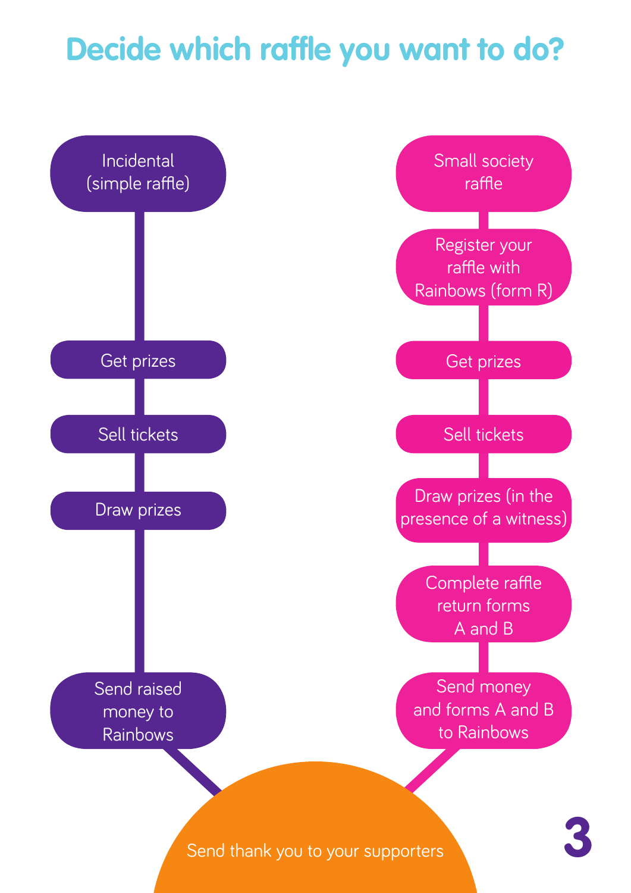# Decide which raffle you want to do?

**Incidental (simple raffle)**

1. Get prizes
2. Sell tickets
3. Draw prizes
4. Send raised money to Rainbows

**Small society raffle**

1. Register your raffle with Rainbows (form R)
2. Get prizes
3. Sell tickets
4. Draw prizes (in the presence of a witness)
5. Complete raffle return forms A and B
6. Send money and forms A and B to Rainbows

Send thank you to your supporters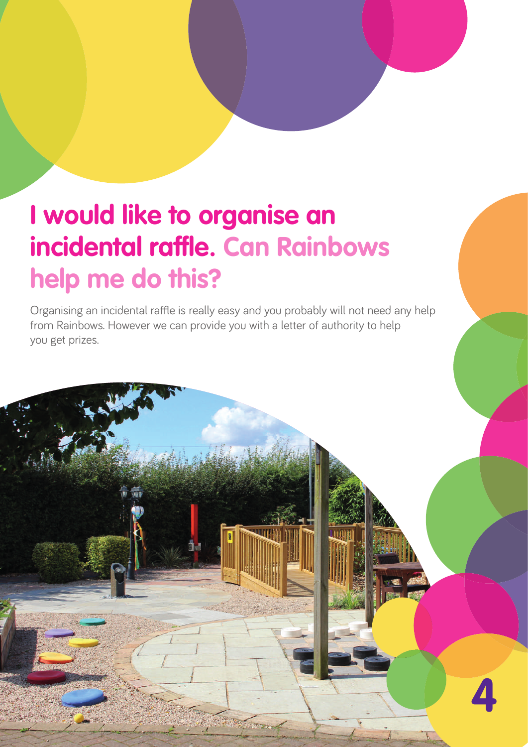# I would like to organise an incidental raffle. Can Rainbows help me do this?

Organising an incidental raffle is really easy and you probably will not need any help from Rainbows. However we can provide you with a letter of authority to help you get prizes.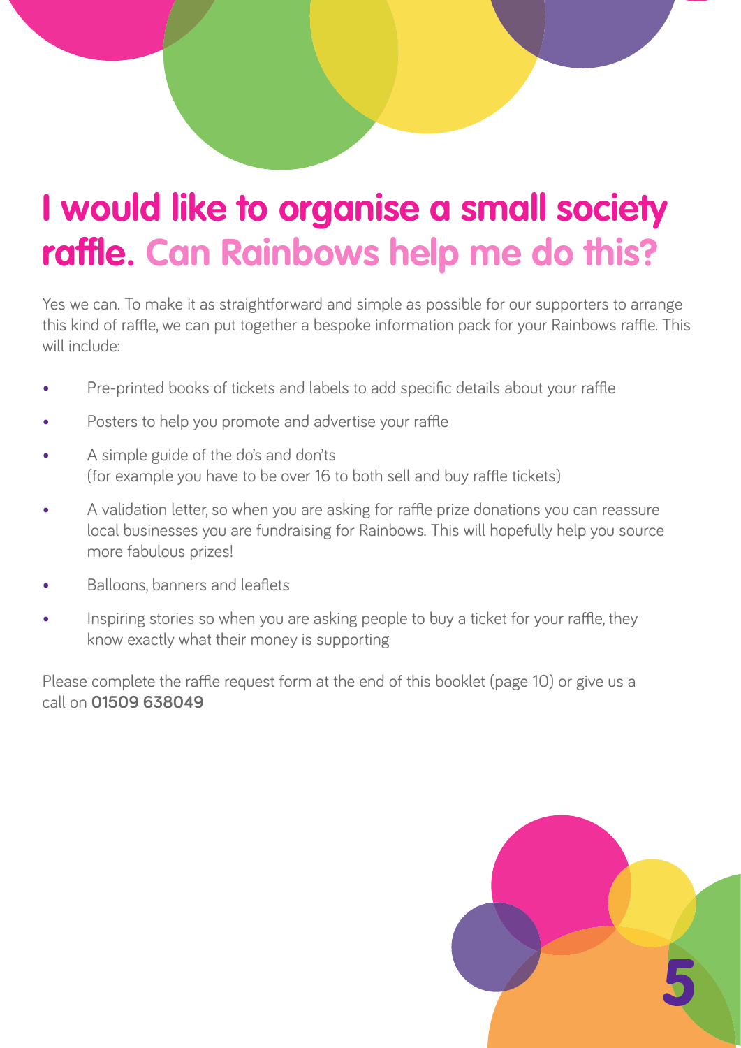# I would like to organise a small society raffle. Can Rainbows help me do this?

Yes we can. To make it as straightforward and simple as possible for our supporters to arrange this kind of raffle, we can put together a bespoke information pack for your Rainbows raffle. This will include:

- Pre-printed books of tickets and labels to add specific details about your raffle
- Posters to help you promote and advertise your raffle
- A simple guide of the do's and don'ts (for example you have to be over 16 to both sell and buy raffle tickets)
- A validation letter, so when you are asking for raffle prize donations you can reassure local businesses you are fundraising for Rainbows. This will hopefully help you source more fabulous prizes!
- Balloons, banners and leaflets
- Inspiring stories so when you are asking people to buy a ticket for your raffle, they know exactly what their money is supporting

Please complete the raffle request form at the end of this booklet (page 10) or give us a call on **01509 638049**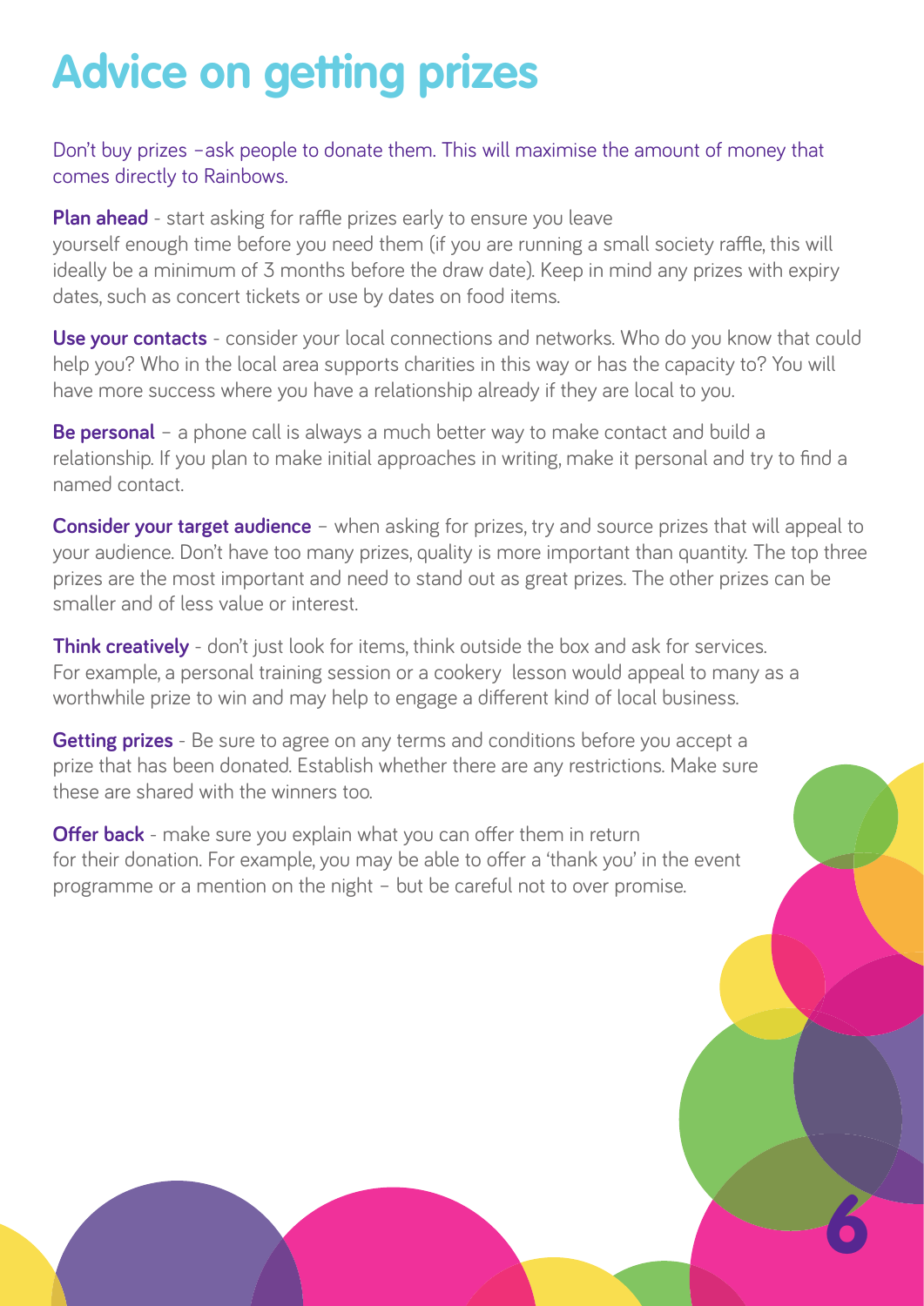# Advice on getting prizes

Don't buy prizes –ask people to donate them. This will maximise the amount of money that comes directly to Rainbows.

**Plan ahead** - start asking for raffle prizes early to ensure you leave yourself enough time before you need them (if you are running a small society raffle, this will ideally be a minimum of 3 months before the draw date). Keep in mind any prizes with expiry dates, such as concert tickets or use by dates on food items.

**Use your contacts** - consider your local connections and networks. Who do you know that could help you? Who in the local area supports charities in this way or has the capacity to? You will have more success where you have a relationship already if they are local to you.

**Be personal** – a phone call is always a much better way to make contact and build a relationship. If you plan to make initial approaches in writing, make it personal and try to find a named contact.

**Consider your target audience** – when asking for prizes, try and source prizes that will appeal to your audience. Don't have too many prizes, quality is more important than quantity. The top three prizes are the most important and need to stand out as great prizes. The other prizes can be smaller and of less value or interest.

**Think creatively** - don't just look for items, think outside the box and ask for services. For example, a personal training session or a cookery lesson would appeal to many as a worthwhile prize to win and may help to engage a different kind of local business.

**Getting prizes** - Be sure to agree on any terms and conditions before you accept a prize that has been donated. Establish whether there are any restrictions. Make sure these are shared with the winners too.

**Offer back** - make sure you explain what you can offer them in return for their donation. For example, you may be able to offer a 'thank you' in the event programme or a mention on the night – but be careful not to over promise.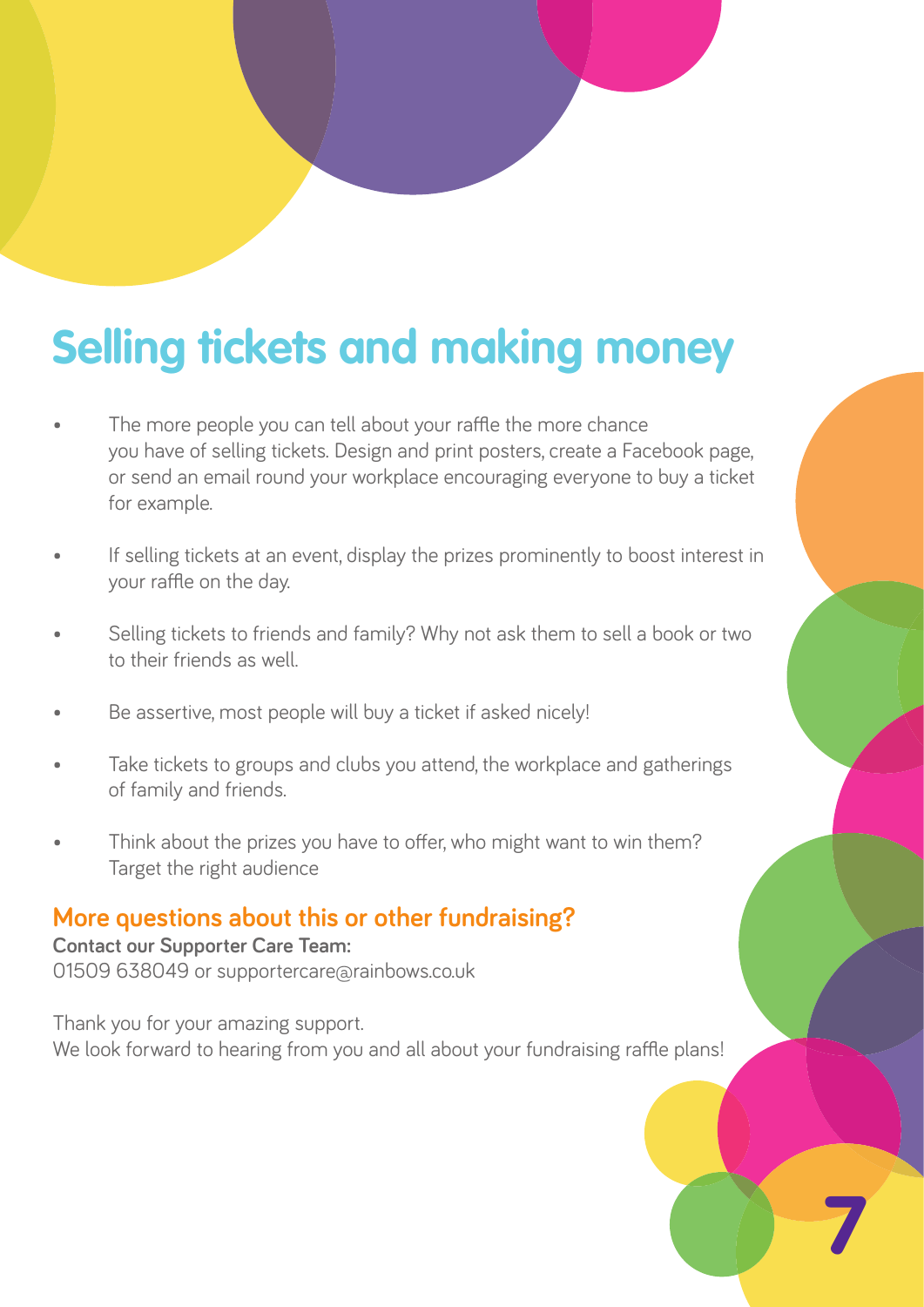# Selling tickets and making money

- The more people you can tell about your raffle the more chance you have of selling tickets. Design and print posters, create a Facebook page, or send an email round your workplace encouraging everyone to buy a ticket for example.
- If selling tickets at an event, display the prizes prominently to boost interest in your raffle on the day.
- Selling tickets to friends and family? Why not ask them to sell a book or two to their friends as well.
- Be assertive, most people will buy a ticket if asked nicely!
- Take tickets to groups and clubs you attend, the workplace and gatherings of family and friends.
- Think about the prizes you have to offer, who might want to win them? Target the right audience

## More questions about this or other fundraising?

**Contact our Supporter Care Team:**
01509 638049 or supportercare@rainbows.co.uk

Thank you for your amazing support.
We look forward to hearing from you and all about your fundraising raffle plans!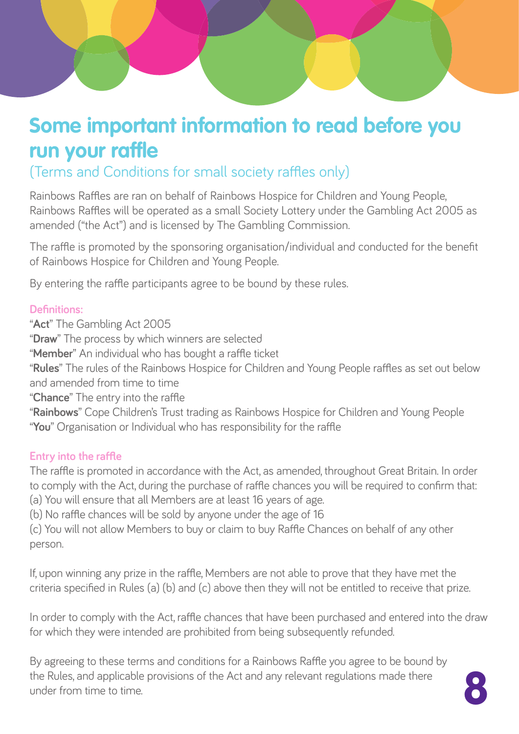# Some important information to read before you run your raffle

(Terms and Conditions for small society raffles only)

Rainbows Raffles are ran on behalf of Rainbows Hospice for Children and Young People, Rainbows Raffles will be operated as a small Society Lottery under the Gambling Act 2005 as amended ("the Act") and is licensed by The Gambling Commission.

The raffle is promoted by the sponsoring organisation/individual and conducted for the benefit of Rainbows Hospice for Children and Young People.

By entering the raffle participants agree to be bound by these rules.

## Definitions:

"**Act**" The Gambling Act 2005
"**Draw**" The process by which winners are selected
"**Member**" An individual who has bought a raffle ticket
"**Rules**" The rules of the Rainbows Hospice for Children and Young People raffles as set out below and amended from time to time
"**Chance**" The entry into the raffle
"**Rainbows**" Cope Children's Trust trading as Rainbows Hospice for Children and Young People
"**You**" Organisation or Individual who has responsibility for the raffle

## Entry into the raffle

The raffle is promoted in accordance with the Act, as amended, throughout Great Britain. In order to comply with the Act, during the purchase of raffle chances you will be required to confirm that:
(a) You will ensure that all Members are at least 16 years of age.
(b) No raffle chances will be sold by anyone under the age of 16
(c) You will not allow Members to buy or claim to buy Raffle Chances on behalf of any other person.

If, upon winning any prize in the raffle, Members are not able to prove that they have met the criteria specified in Rules (a) (b) and (c) above then they will not be entitled to receive that prize.

In order to comply with the Act, raffle chances that have been purchased and entered into the draw for which they were intended are prohibited from being subsequently refunded.

By agreeing to these terms and conditions for a Rainbows Raffle you agree to be bound by the Rules, and applicable provisions of the Act and any relevant regulations made there under from time to time.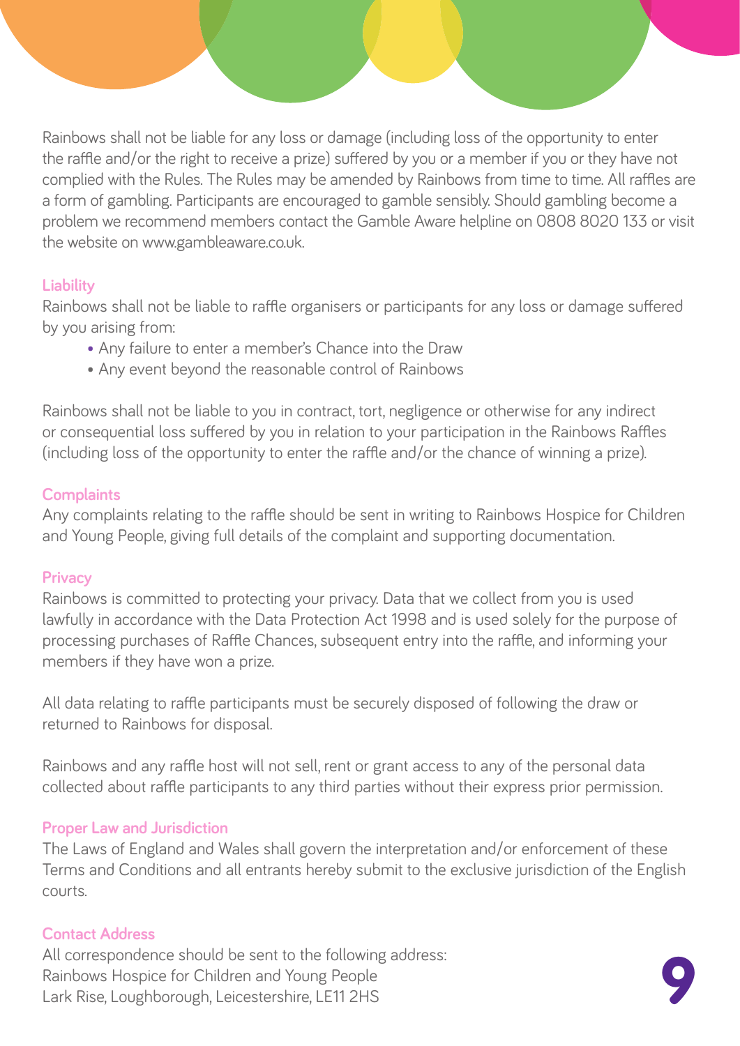Rainbows shall not be liable for any loss or damage (including loss of the opportunity to enter the raffle and/or the right to receive a prize) suffered by you or a member if you or they have not complied with the Rules. The Rules may be amended by Rainbows from time to time. All raffles are a form of gambling. Participants are encouraged to gamble sensibly. Should gambling become a problem we recommend members contact the Gamble Aware helpline on 0808 8020 133 or visit the website on www.gambleaware.co.uk.

## Liability

Rainbows shall not be liable to raffle organisers or participants for any loss or damage suffered by you arising from:

- Any failure to enter a member's Chance into the Draw
- Any event beyond the reasonable control of Rainbows

Rainbows shall not be liable to you in contract, tort, negligence or otherwise for any indirect or consequential loss suffered by you in relation to your participation in the Rainbows Raffles (including loss of the opportunity to enter the raffle and/or the chance of winning a prize).

## Complaints

Any complaints relating to the raffle should be sent in writing to Rainbows Hospice for Children and Young People, giving full details of the complaint and supporting documentation.

## Privacy

Rainbows is committed to protecting your privacy. Data that we collect from you is used lawfully in accordance with the Data Protection Act 1998 and is used solely for the purpose of processing purchases of Raffle Chances, subsequent entry into the raffle, and informing your members if they have won a prize.

All data relating to raffle participants must be securely disposed of following the draw or returned to Rainbows for disposal.

Rainbows and any raffle host will not sell, rent or grant access to any of the personal data collected about raffle participants to any third parties without their express prior permission.

## Proper Law and Jurisdiction

The Laws of England and Wales shall govern the interpretation and/or enforcement of these Terms and Conditions and all entrants hereby submit to the exclusive jurisdiction of the English courts.

## Contact Address

All correspondence should be sent to the following address:
Rainbows Hospice for Children and Young People
Lark Rise, Loughborough, Leicestershire, LE11 2HS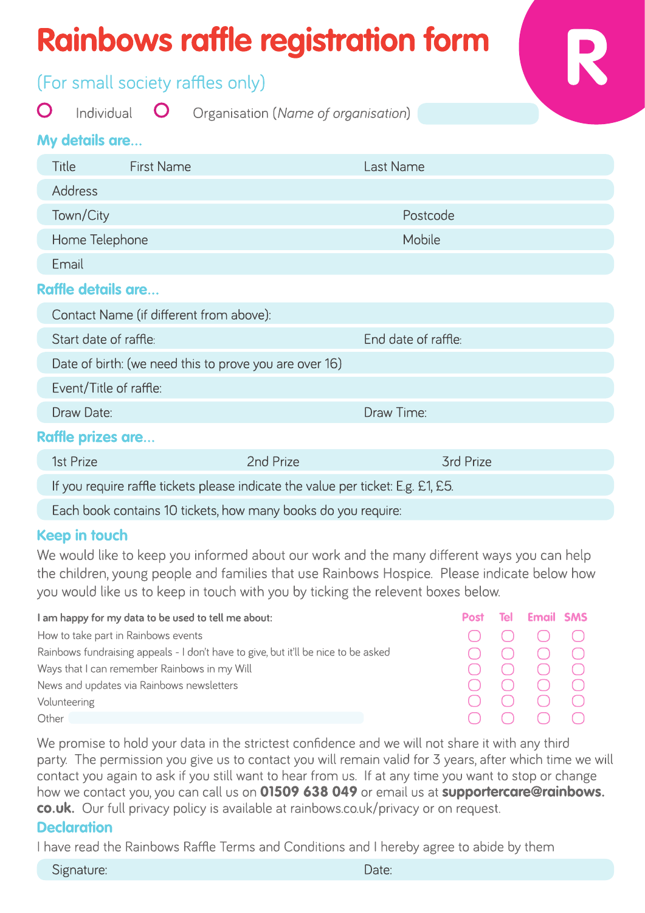# Rainbows raffle registration form

R

(For small society raffles only)

○ Individual ○ Organisation (*Name of organisation*)

### My details are...

Title First Name Last Name

Address

Town/City Postcode

Home Telephone Mobile

Email

### Raffle details are...

Contact Name (if different from above):

Start date of raffle: End date of raffle:

Date of birth: (we need this to prove you are over 16)

Event/Title of raffle:

Draw Date: Draw Time:

### Raffle prizes are...

1st Prize 2nd Prize 3rd Prize

If you require raffle tickets please indicate the value per ticket: E.g. £1, £5.

Each book contains 10 tickets, how many books do you require:

### Keep in touch

We would like to keep you informed about our work and the many different ways you can help the children, young people and families that use Rainbows Hospice. Please indicate below how you would like us to keep in touch with you by ticking the relevent boxes below.

| I am happy for my data to be used to tell me about: | Post | Tel | Email | SMS |
|---|---|---|---|---|
| How to take part in Rainbows events | ○ | ○ | ○ | ○ |
| Rainbows fundraising appeals - I don't have to give, but it'll be nice to be asked | ○ | ○ | ○ | ○ |
| Ways that I can remember Rainbows in my Will | ○ | ○ | ○ | ○ |
| News and updates via Rainbows newsletters | ○ | ○ | ○ | ○ |
| Volunteering | ○ | ○ | ○ | ○ |
| Other | ○ | ○ | ○ | ○ |

We promise to hold your data in the strictest confidence and we will not share it with any third party. The permission you give us to contact you will remain valid for 3 years, after which time we will contact you again to ask if you still want to hear from us. If at any time you want to stop or change how we contact you, you can call us on **01509 638 049** or email us at **supportercare@rainbows.co.uk.** Our full privacy policy is available at rainbows.co.uk/privacy or on request.

### Declaration

I have read the Rainbows Raffle Terms and Conditions and I hereby agree to abide by them

Signature: Date: